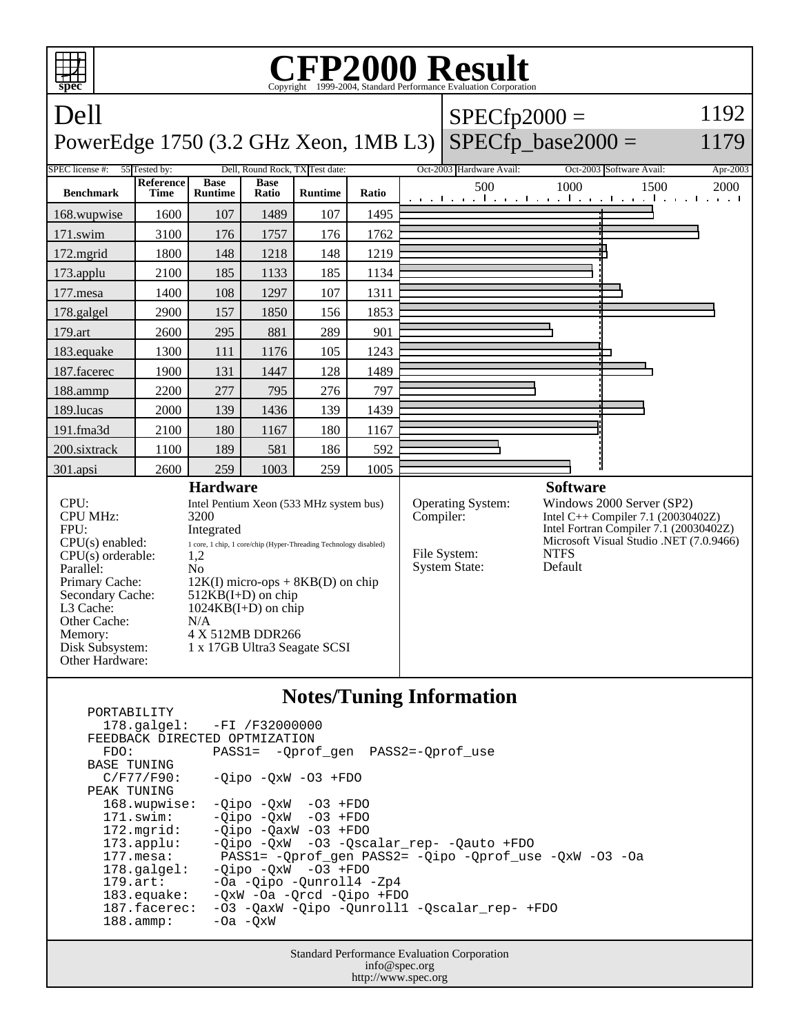# CFP2000 Result

Copyright 1999-2004, Standard Performance Evaluation Corporation

## Dell

PowerEdge 1750 (3.2 GHz Xeon, 1MB L3)

SPECfp2000 = 1192

SPECfp_base2000 = 1179

| SPEC license #: | 55 | Tested by: | Dell, Round Rock, TX | Test date: | Oct-2003 | Hardware Avail: | Oct-2003 | Software Avail: | Apr-2003 |
|---|---|---|---|---|---|---|---|---|---|

| Benchmark | Reference Time | Base Runtime | Base Ratio | Runtime | Ratio |
|---|---|---|---|---|---|
| 168.wupwise | 1600 | 107 | 1489 | 107 | 1495 |
| 171.swim | 3100 | 176 | 1757 | 176 | 1762 |
| 172.mgrid | 1800 | 148 | 1218 | 148 | 1219 |
| 173.applu | 2100 | 185 | 1133 | 185 | 1134 |
| 177.mesa | 1400 | 108 | 1297 | 107 | 1311 |
| 178.galgel | 2900 | 157 | 1850 | 156 | 1853 |
| 179.art | 2600 | 295 | 881 | 289 | 901 |
| 183.equake | 1300 | 111 | 1176 | 105 | 1243 |
| 187.facerec | 1900 | 131 | 1447 | 128 | 1489 |
| 188.ammp | 2200 | 277 | 795 | 276 | 797 |
| 189.lucas | 2000 | 139 | 1436 | 139 | 1439 |
| 191.fma3d | 2100 | 180 | 1167 | 180 | 1167 |
| 200.sixtrack | 1100 | 189 | 581 | 186 | 592 |
| 301.apsi | 2600 | 259 | 1003 | 259 | 1005 |

### Hardware

| | |
|---|---|
| CPU: | Intel Pentium Xeon (533 MHz system bus) |
| CPU MHz: | 3200 |
| FPU: | Integrated |
| CPU(s) enabled: | 1 core, 1 chip, 1 core/chip (Hyper-Threading Technology disabled) |
| CPU(s) orderable: | 1,2 |
| Parallel: | No |
| Primary Cache: | 12K(I) micro-ops + 8KB(D) on chip |
| Secondary Cache: | 512KB(I+D) on chip |
| L3 Cache: | 1024KB(I+D) on chip |
| Other Cache: | N/A |
| Memory: | 4 X 512MB DDR266 |
| Disk Subsystem: | 1 x 17GB Ultra3 Seagate SCSI |
| Other Hardware: | |

### Software

| | |
|---|---|
| Operating System: | Windows 2000 Server (SP2) |
| Compiler: | Intel C++ Compiler 7.1 (20030402Z)<br>Intel Fortran Compiler 7.1 (20030402Z)<br>Microsoft Visual Studio .NET (7.0.9466) |
| File System: | NTFS |
| System State: | Default |

### Notes/Tuning Information

```
PORTABILITY
  178.galgel:   -FI /F32000000
FEEDBACK DIRECTED OPTMIZATION
  FDO:          PASS1=  -Qprof_gen  PASS2=-Qprof_use
BASE TUNING
  C/F77/F90:    -Qipo -QxW -O3 +FDO
PEAK TUNING
  168.wupwise:  -Qipo -QxW  -O3 +FDO
  171.swim:     -Qipo -QxW  -O3 +FDO
  172.mgrid:    -Qipo -QaxW -O3 +FDO
  173.applu:    -Qipo -QxW  -O3 -Qscalar_rep- -Qauto +FDO
  177.mesa:      PASS1= -Qprof_gen PASS2= -Qipo -Qprof_use -QxW -O3 -Oa
  178.galgel:   -Qipo -QxW  -O3 +FDO
  179.art:      -Oa -Qipo -Qunroll4 -Zp4
  183.equake:   -QxW -Oa -Qrcd -Qipo +FDO
  187.facerec:  -O3 -QaxW -Qipo -Qunroll1 -Qscalar_rep- +FDO
  188.ammp:     -Oa -QxW
```

Standard Performance Evaluation Corporation
info@spec.org
http://www.spec.org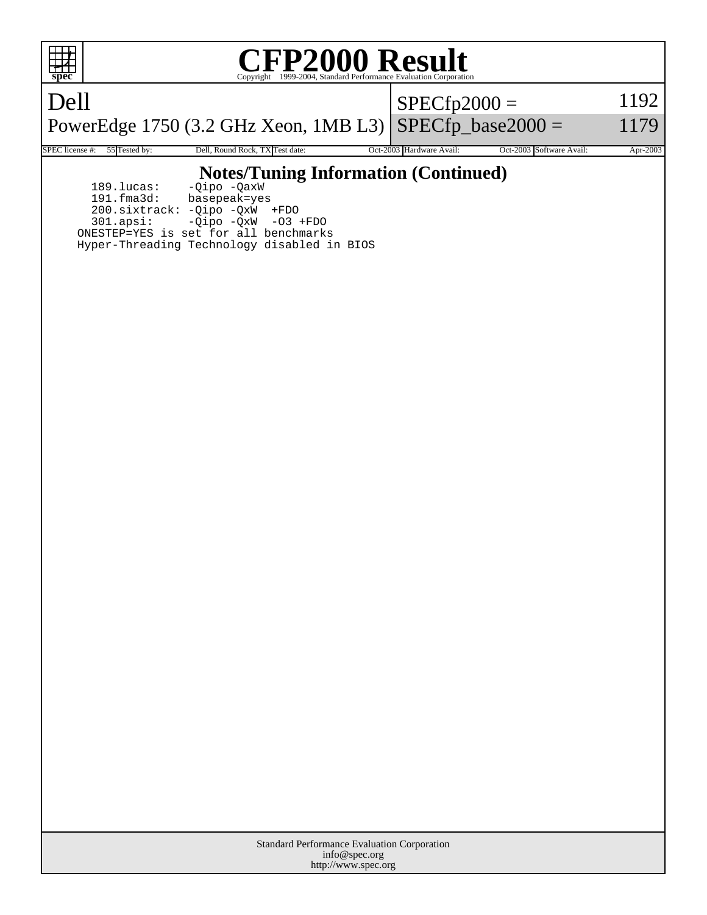# CFP2000 Result

Copyright 1999-2004, Standard Performance Evaluation Corporation

| | | | |
|---|---|---|---|
| Dell | | SPECfp2000 = | 1192 |
| PowerEdge 1750 (3.2 GHz Xeon, 1MB L3) | | SPECfp_base2000 = | 1179 |

| SPEC license #: | 55 | Tested by: | Dell, Round Rock, TX | Test date: | Oct-2003 | Hardware Avail: | Oct-2003 | Software Avail: | Apr-2003 |
|---|---|---|---|---|---|---|---|---|---|

## Notes/Tuning Information (Continued)

```
  189.lucas:    -Qipo -QaxW
  191.fma3d:    basepeak=yes
  200.sixtrack: -Qipo -QxW  +FDO
  301.apsi:     -Qipo -QxW  -O3 +FDO
ONESTEP=YES is set for all benchmarks
Hyper-Threading Technology disabled in BIOS
```

Standard Performance Evaluation Corporation
info@spec.org
http://www.spec.org